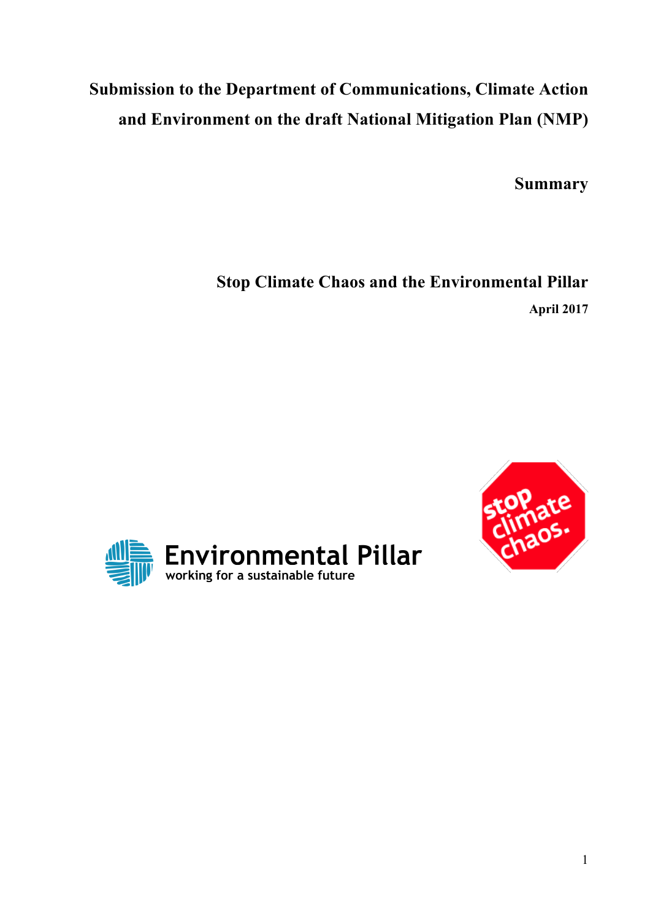# Submission to the Department of Communications, Climate Action and Environment on the draft National Mitigation Plan (NMP)

## Summary

**Stop Climate Chaos and the Environmental Pillar**

**April 2017**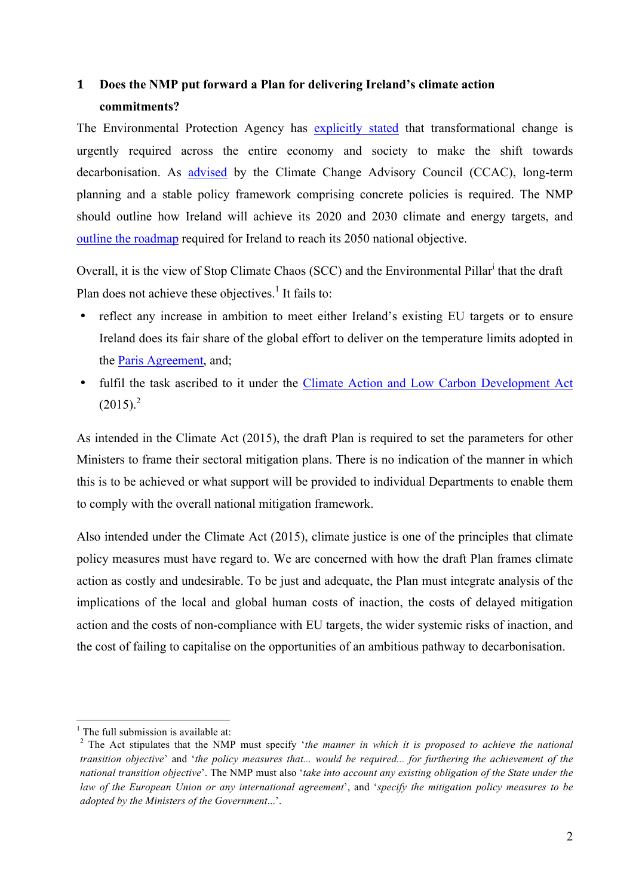## 1 Does the NMP put forward a Plan for delivering Ireland's climate action commitments?

The Environmental Protection Agency has explicitly stated that transformational change is urgently required across the entire economy and society to make the shift towards decarbonisation. As advised by the Climate Change Advisory Council (CCAC), long-term planning and a stable policy framework comprising concrete policies is required. The NMP should outline how Ireland will achieve its 2020 and 2030 climate and energy targets, and outline the roadmap required for Ireland to reach its 2050 national objective.

Overall, it is the view of Stop Climate Chaos (SCC) and the Environmental Pillar[i] that the draft Plan does not achieve these objectives.[1] It fails to:

- reflect any increase in ambition to meet either Ireland's existing EU targets or to ensure Ireland does its fair share of the global effort to deliver on the temperature limits adopted in the Paris Agreement, and;
- fulfil the task ascribed to it under the Climate Action and Low Carbon Development Act (2015).[2]

As intended in the Climate Act (2015), the draft Plan is required to set the parameters for other Ministers to frame their sectoral mitigation plans. There is no indication of the manner in which this is to be achieved or what support will be provided to individual Departments to enable them to comply with the overall national mitigation framework.

Also intended under the Climate Act (2015), climate justice is one of the principles that climate policy measures must have regard to. We are concerned with how the draft Plan frames climate action as costly and undesirable. To be just and adequate, the Plan must integrate analysis of the implications of the local and global human costs of inaction, the costs of delayed mitigation action and the costs of non-compliance with EU targets, the wider systemic risks of inaction, and the cost of failing to capitalise on the opportunities of an ambitious pathway to decarbonisation.

---

[1] The full submission is available at:

[2] The Act stipulates that the NMP must specify '*the manner in which it is proposed to achieve the national transition objective*' and '*the policy measures that... would be required... for furthering the achievement of the national transition objective*'. The NMP must also '*take into account any existing obligation of the State under the law of the European Union or any international agreement*', and '*specify the mitigation policy measures to be adopted by the Ministers of the Government...*'.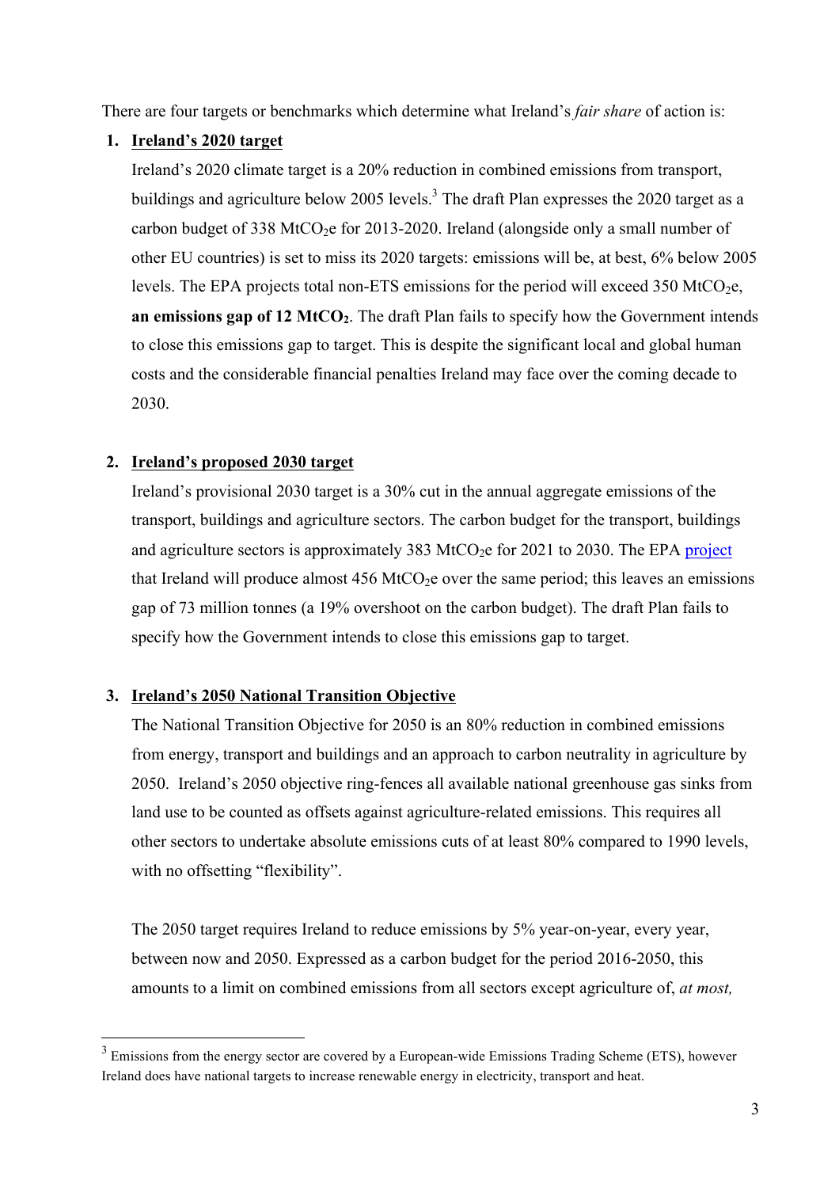There are four targets or benchmarks which determine what Ireland's *fair share* of action is:

1. **Ireland's 2020 target**

   Ireland's 2020 climate target is a 20% reduction in combined emissions from transport, buildings and agriculture below 2005 levels.[3] The draft Plan expresses the 2020 target as a carbon budget of 338 $MtCO_2e$ for 2013-2020. Ireland (alongside only a small number of other EU countries) is set to miss its 2020 targets: emissions will be, at best, 6% below 2005 levels. The EPA projects total non-ETS emissions for the period will exceed 350 $MtCO_2e$, **an emissions gap of 12 $MtCO_2$**. The draft Plan fails to specify how the Government intends to close this emissions gap to target. This is despite the significant local and global human costs and the considerable financial penalties Ireland may face over the coming decade to 2030.

2. **Ireland's proposed 2030 target**

   Ireland's provisional 2030 target is a 30% cut in the annual aggregate emissions of the transport, buildings and agriculture sectors. The carbon budget for the transport, buildings and agriculture sectors is approximately 383 $MtCO_2e$ for 2021 to 2030. The EPA project that Ireland will produce almost 456 $MtCO_2e$ over the same period; this leaves an emissions gap of 73 million tonnes (a 19% overshoot on the carbon budget). The draft Plan fails to specify how the Government intends to close this emissions gap to target.

3. **Ireland's 2050 National Transition Objective**

   The National Transition Objective for 2050 is an 80% reduction in combined emissions from energy, transport and buildings and an approach to carbon neutrality in agriculture by 2050. Ireland's 2050 objective ring-fences all available national greenhouse gas sinks from land use to be counted as offsets against agriculture-related emissions. This requires all other sectors to undertake absolute emissions cuts of at least 80% compared to 1990 levels, with no offsetting "flexibility".

   The 2050 target requires Ireland to reduce emissions by 5% year-on-year, every year, between now and 2050. Expressed as a carbon budget for the period 2016-2050, this amounts to a limit on combined emissions from all sectors except agriculture of, *at most,*

[3] Emissions from the energy sector are covered by a European-wide Emissions Trading Scheme (ETS), however Ireland does have national targets to increase renewable energy in electricity, transport and heat.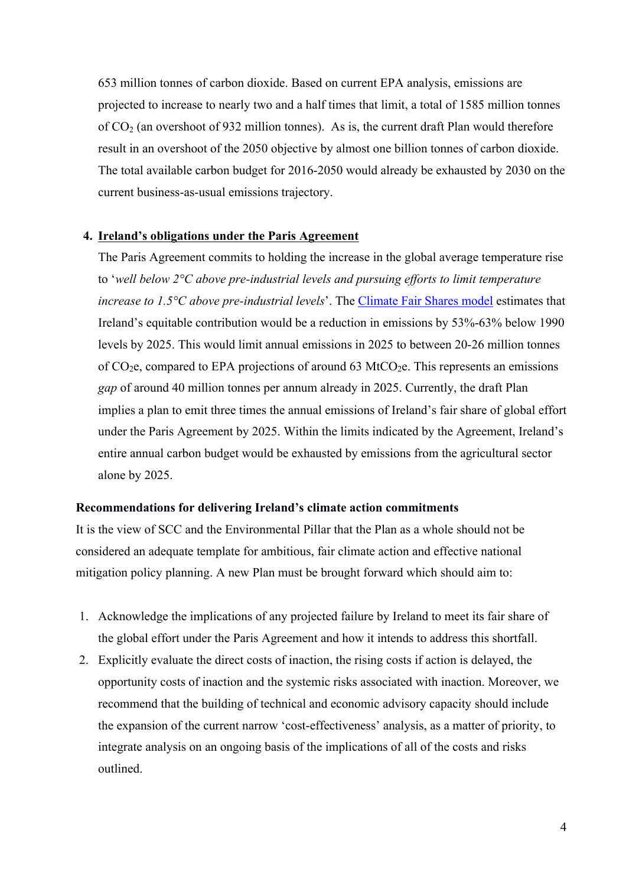653 million tonnes of carbon dioxide. Based on current EPA analysis, emissions are projected to increase to nearly two and a half times that limit, a total of 1585 million tonnes of $CO_2$ (an overshoot of 932 million tonnes). As is, the current draft Plan would therefore result in an overshoot of the 2050 objective by almost one billion tonnes of carbon dioxide. The total available carbon budget for 2016-2050 would already be exhausted by 2030 on the current business-as-usual emissions trajectory.

4. **Ireland's obligations under the Paris Agreement**

   The Paris Agreement commits to holding the increase in the global average temperature rise to '*well below 2°C above pre-industrial levels and pursuing efforts to limit temperature increase to 1.5°C above pre-industrial levels*'. The Climate Fair Shares model estimates that Ireland's equitable contribution would be a reduction in emissions by 53%-63% below 1990 levels by 2025. This would limit annual emissions in 2025 to between 20-26 million tonnes of $CO_2e$, compared to EPA projections of around 63 $MtCO_2e$. This represents an emissions *gap* of around 40 million tonnes per annum already in 2025. Currently, the draft Plan implies a plan to emit three times the annual emissions of Ireland's fair share of global effort under the Paris Agreement by 2025. Within the limits indicated by the Agreement, Ireland's entire annual carbon budget would be exhausted by emissions from the agricultural sector alone by 2025.

**Recommendations for delivering Ireland's climate action commitments**

It is the view of SCC and the Environmental Pillar that the Plan as a whole should not be considered an adequate template for ambitious, fair climate action and effective national mitigation policy planning. A new Plan must be brought forward which should aim to:

1. Acknowledge the implications of any projected failure by Ireland to meet its fair share of the global effort under the Paris Agreement and how it intends to address this shortfall.
2. Explicitly evaluate the direct costs of inaction, the rising costs if action is delayed, the opportunity costs of inaction and the systemic risks associated with inaction. Moreover, we recommend that the building of technical and economic advisory capacity should include the expansion of the current narrow 'cost-effectiveness' analysis, as a matter of priority, to integrate analysis on an ongoing basis of the implications of all of the costs and risks outlined.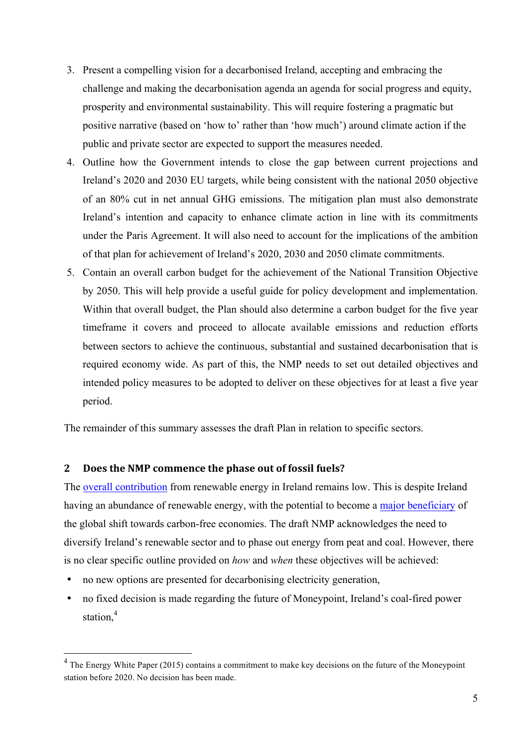3. Present a compelling vision for a decarbonised Ireland, accepting and embracing the challenge and making the decarbonisation agenda an agenda for social progress and equity, prosperity and environmental sustainability. This will require fostering a pragmatic but positive narrative (based on 'how to' rather than 'how much') around climate action if the public and private sector are expected to support the measures needed.
4. Outline how the Government intends to close the gap between current projections and Ireland's 2020 and 2030 EU targets, while being consistent with the national 2050 objective of an 80% cut in net annual GHG emissions. The mitigation plan must also demonstrate Ireland's intention and capacity to enhance climate action in line with its commitments under the Paris Agreement. It will also need to account for the implications of the ambition of that plan for achievement of Ireland's 2020, 2030 and 2050 climate commitments.
5. Contain an overall carbon budget for the achievement of the National Transition Objective by 2050. This will help provide a useful guide for policy development and implementation. Within that overall budget, the Plan should also determine a carbon budget for the five year timeframe it covers and proceed to allocate available emissions and reduction efforts between sectors to achieve the continuous, substantial and sustained decarbonisation that is required economy wide. As part of this, the NMP needs to set out detailed objectives and intended policy measures to be adopted to deliver on these objectives for at least a five year period.

The remainder of this summary assesses the draft Plan in relation to specific sectors.

## 2 Does the NMP commence the phase out of fossil fuels?

The overall contribution from renewable energy in Ireland remains low. This is despite Ireland having an abundance of renewable energy, with the potential to become a major beneficiary of the global shift towards carbon-free economies. The draft NMP acknowledges the need to diversify Ireland's renewable sector and to phase out energy from peat and coal. However, there is no clear specific outline provided on *how* and *when* these objectives will be achieved:

- no new options are presented for decarbonising electricity generation,
- no fixed decision is made regarding the future of Moneypoint, Ireland's coal-fired power station,[4]

[4] The Energy White Paper (2015) contains a commitment to make key decisions on the future of the Moneypoint station before 2020. No decision has been made.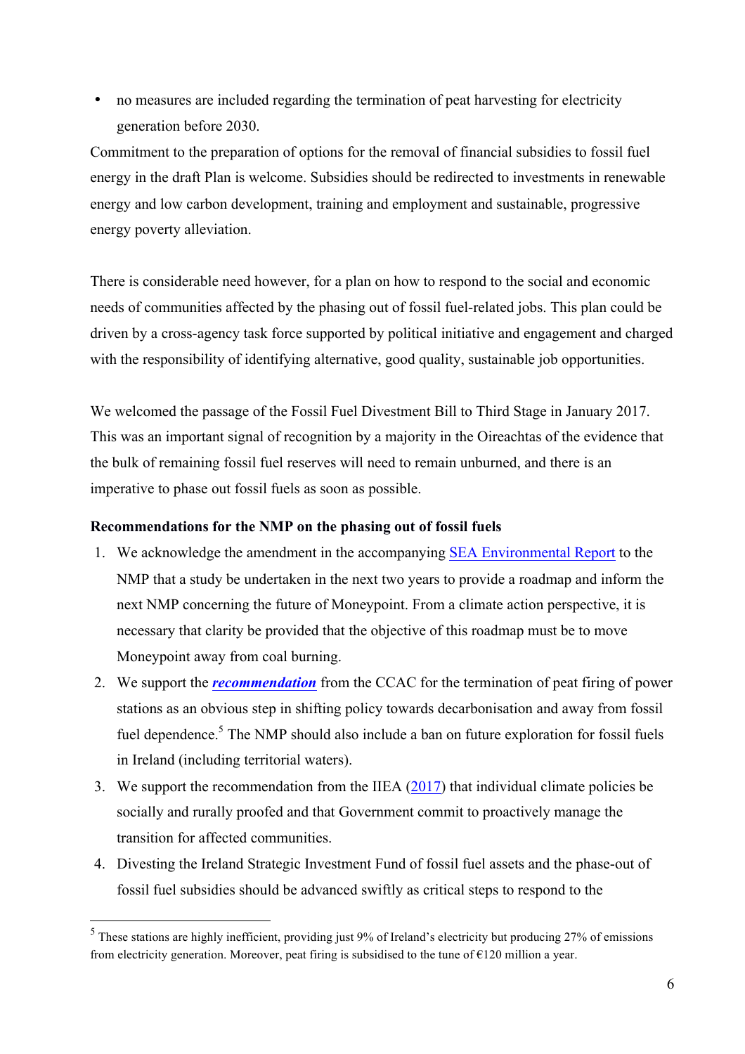- no measures are included regarding the termination of peat harvesting for electricity generation before 2030.

Commitment to the preparation of options for the removal of financial subsidies to fossil fuel energy in the draft Plan is welcome. Subsidies should be redirected to investments in renewable energy and low carbon development, training and employment and sustainable, progressive energy poverty alleviation.

There is considerable need however, for a plan on how to respond to the social and economic needs of communities affected by the phasing out of fossil fuel-related jobs. This plan could be driven by a cross-agency task force supported by political initiative and engagement and charged with the responsibility of identifying alternative, good quality, sustainable job opportunities.

We welcomed the passage of the Fossil Fuel Divestment Bill to Third Stage in January 2017. This was an important signal of recognition by a majority in the Oireachtas of the evidence that the bulk of remaining fossil fuel reserves will need to remain unburned, and there is an imperative to phase out fossil fuels as soon as possible.

**Recommendations for the NMP on the phasing out of fossil fuels**

1. We acknowledge the amendment in the accompanying SEA Environmental Report to the NMP that a study be undertaken in the next two years to provide a roadmap and inform the next NMP concerning the future of Moneypoint. From a climate action perspective, it is necessary that clarity be provided that the objective of this roadmap must be to move Moneypoint away from coal burning.
2. We support the ***recommendation*** from the CCAC for the termination of peat firing of power stations as an obvious step in shifting policy towards decarbonisation and away from fossil fuel dependence.[5] The NMP should also include a ban on future exploration for fossil fuels in Ireland (including territorial waters).
3. We support the recommendation from the IIEA (2017) that individual climate policies be socially and rurally proofed and that Government commit to proactively manage the transition for affected communities.
4. Divesting the Ireland Strategic Investment Fund of fossil fuel assets and the phase-out of fossil fuel subsidies should be advanced swiftly as critical steps to respond to the

[5] These stations are highly inefficient, providing just 9% of Ireland's electricity but producing 27% of emissions from electricity generation. Moreover, peat firing is subsidised to the tune of €120 million a year.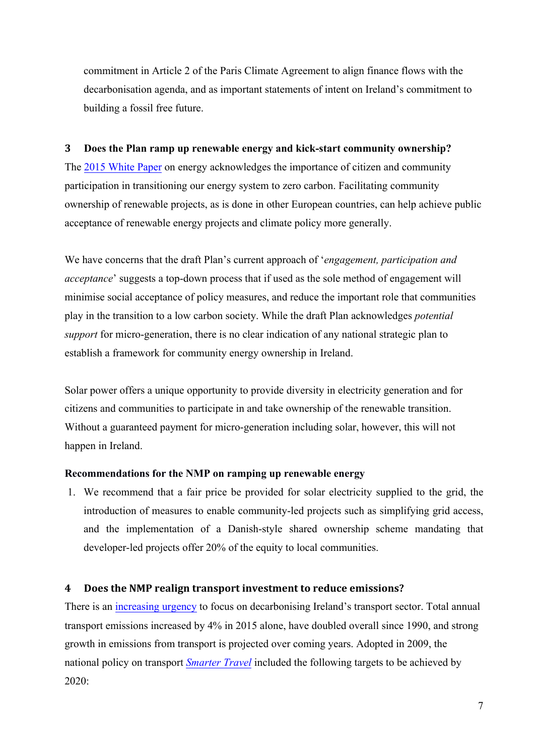commitment in Article 2 of the Paris Climate Agreement to align finance flows with the decarbonisation agenda, and as important statements of intent on Ireland's commitment to building a fossil free future.

## 3 Does the Plan ramp up renewable energy and kick-start community ownership?

The 2015 White Paper on energy acknowledges the importance of citizen and community participation in transitioning our energy system to zero carbon. Facilitating community ownership of renewable projects, as is done in other European countries, can help achieve public acceptance of renewable energy projects and climate policy more generally.

We have concerns that the draft Plan's current approach of '*engagement, participation and acceptance*' suggests a top-down process that if used as the sole method of engagement will minimise social acceptance of policy measures, and reduce the important role that communities play in the transition to a low carbon society. While the draft Plan acknowledges *potential support* for micro-generation, there is no clear indication of any national strategic plan to establish a framework for community energy ownership in Ireland.

Solar power offers a unique opportunity to provide diversity in electricity generation and for citizens and communities to participate in and take ownership of the renewable transition. Without a guaranteed payment for micro-generation including solar, however, this will not happen in Ireland.

### Recommendations for the NMP on ramping up renewable energy

1. We recommend that a fair price be provided for solar electricity supplied to the grid, the introduction of measures to enable community-led projects such as simplifying grid access, and the implementation of a Danish-style shared ownership scheme mandating that developer-led projects offer 20% of the equity to local communities.

## 4 Does the NMP realign transport investment to reduce emissions?

There is an increasing urgency to focus on decarbonising Ireland's transport sector. Total annual transport emissions increased by 4% in 2015 alone, have doubled overall since 1990, and strong growth in emissions from transport is projected over coming years. Adopted in 2009, the national policy on transport *Smarter Travel* included the following targets to be achieved by 2020: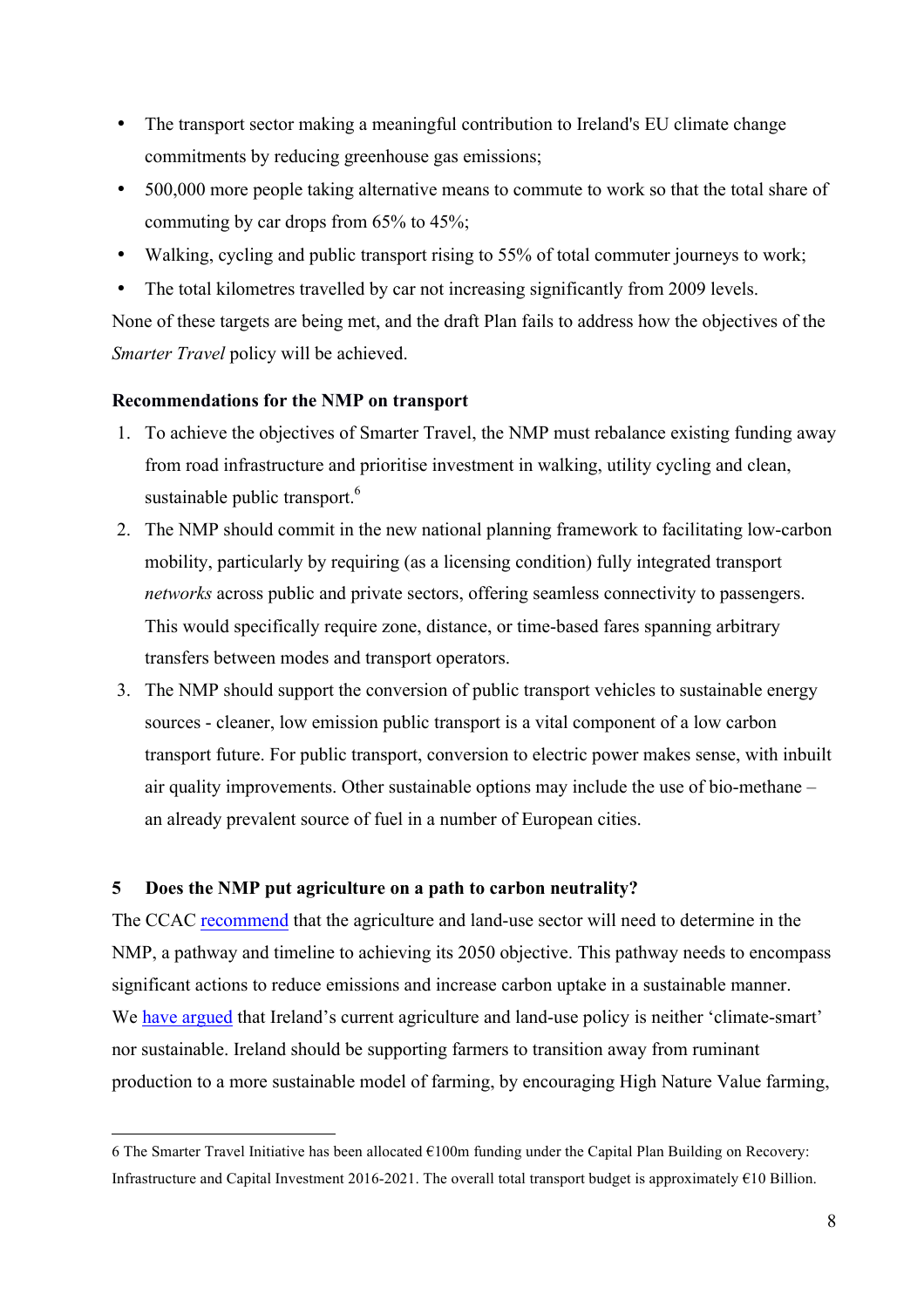- The transport sector making a meaningful contribution to Ireland's EU climate change commitments by reducing greenhouse gas emissions;
- 500,000 more people taking alternative means to commute to work so that the total share of commuting by car drops from 65% to 45%;
- Walking, cycling and public transport rising to 55% of total commuter journeys to work;
- The total kilometres travelled by car not increasing significantly from 2009 levels.

None of these targets are being met, and the draft Plan fails to address how the objectives of the *Smarter Travel* policy will be achieved.

**Recommendations for the NMP on transport**

1. To achieve the objectives of Smarter Travel, the NMP must rebalance existing funding away from road infrastructure and prioritise investment in walking, utility cycling and clean, sustainable public transport.[6]
2. The NMP should commit in the new national planning framework to facilitating low-carbon mobility, particularly by requiring (as a licensing condition) fully integrated transport *networks* across public and private sectors, offering seamless connectivity to passengers. This would specifically require zone, distance, or time-based fares spanning arbitrary transfers between modes and transport operators.
3. The NMP should support the conversion of public transport vehicles to sustainable energy sources - cleaner, low emission public transport is a vital component of a low carbon transport future. For public transport, conversion to electric power makes sense, with inbuilt air quality improvements. Other sustainable options may include the use of bio-methane – an already prevalent source of fuel in a number of European cities.

## 5 Does the NMP put agriculture on a path to carbon neutrality?

The CCAC recommend that the agriculture and land-use sector will need to determine in the NMP, a pathway and timeline to achieving its 2050 objective. This pathway needs to encompass significant actions to reduce emissions and increase carbon uptake in a sustainable manner. We have argued that Ireland's current agriculture and land-use policy is neither 'climate-smart' nor sustainable. Ireland should be supporting farmers to transition away from ruminant production to a more sustainable model of farming, by encouraging High Nature Value farming,

---

6 The Smarter Travel Initiative has been allocated €100m funding under the Capital Plan Building on Recovery: Infrastructure and Capital Investment 2016-2021. The overall total transport budget is approximately €10 Billion.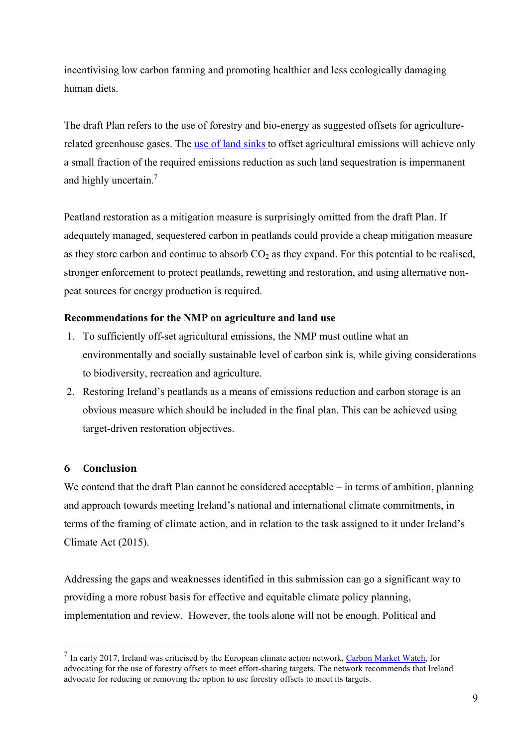incentivising low carbon farming and promoting healthier and less ecologically damaging human diets.

The draft Plan refers to the use of forestry and bio-energy as suggested offsets for agriculture-related greenhouse gases. The use of land sinks to offset agricultural emissions will achieve only a small fraction of the required emissions reduction as such land sequestration is impermanent and highly uncertain.[7]

Peatland restoration as a mitigation measure is surprisingly omitted from the draft Plan. If adequately managed, sequestered carbon in peatlands could provide a cheap mitigation measure as they store carbon and continue to absorb $CO_2$ as they expand. For this potential to be realised, stronger enforcement to protect peatlands, rewetting and restoration, and using alternative non-peat sources for energy production is required.

**Recommendations for the NMP on agriculture and land use**

1. To sufficiently off-set agricultural emissions, the NMP must outline what an environmentally and socially sustainable level of carbon sink is, while giving considerations to biodiversity, recreation and agriculture.
2. Restoring Ireland's peatlands as a means of emissions reduction and carbon storage is an obvious measure which should be included in the final plan. This can be achieved using target-driven restoration objectives.

## 6 Conclusion

We contend that the draft Plan cannot be considered acceptable – in terms of ambition, planning and approach towards meeting Ireland's national and international climate commitments, in terms of the framing of climate action, and in relation to the task assigned to it under Ireland's Climate Act (2015).

Addressing the gaps and weaknesses identified in this submission can go a significant way to providing a more robust basis for effective and equitable climate policy planning, implementation and review. However, the tools alone will not be enough. Political and

[7] In early 2017, Ireland was criticised by the European climate action network, Carbon Market Watch, for advocating for the use of forestry offsets to meet effort-sharing targets. The network recommends that Ireland advocate for reducing or removing the option to use forestry offsets to meet its targets.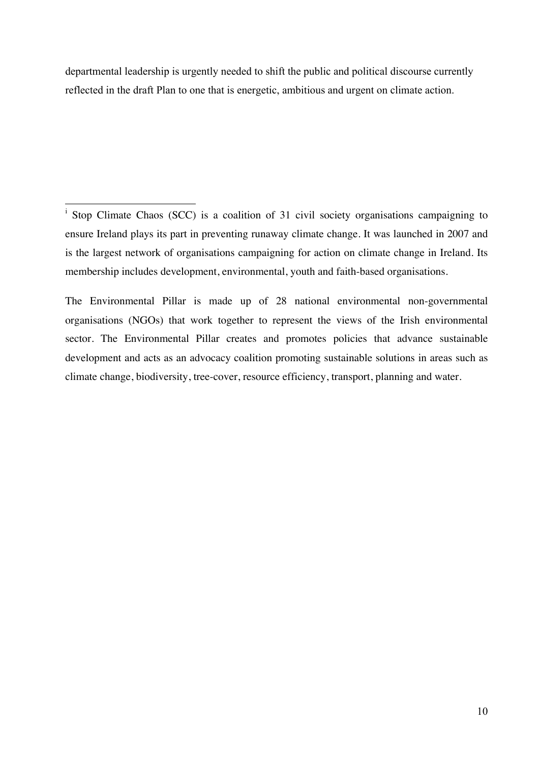departmental leadership is urgently needed to shift the public and political discourse currently reflected in the draft Plan to one that is energetic, ambitious and urgent on climate action.

---

[i] Stop Climate Chaos (SCC) is a coalition of 31 civil society organisations campaigning to ensure Ireland plays its part in preventing runaway climate change. It was launched in 2007 and is the largest network of organisations campaigning for action on climate change in Ireland. Its membership includes development, environmental, youth and faith-based organisations.

The Environmental Pillar is made up of 28 national environmental non-governmental organisations (NGOs) that work together to represent the views of the Irish environmental sector. The Environmental Pillar creates and promotes policies that advance sustainable development and acts as an advocacy coalition promoting sustainable solutions in areas such as climate change, biodiversity, tree-cover, resource efficiency, transport, planning and water.